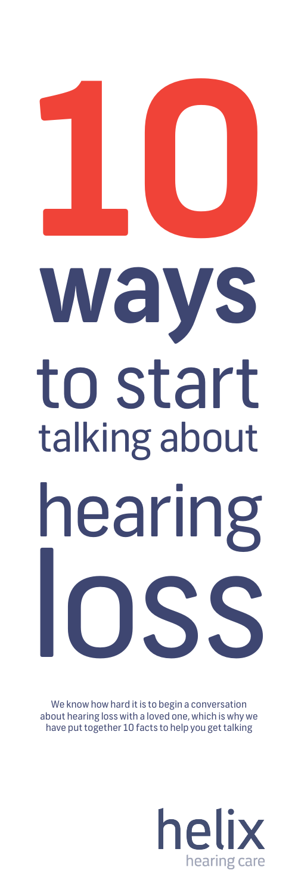# 10 ways to start talking about hearing loss

We know how hard it is to begin a conversation about hearing loss with a loved one, which is why we have put together 10 facts to help you get talking

helix
hearing care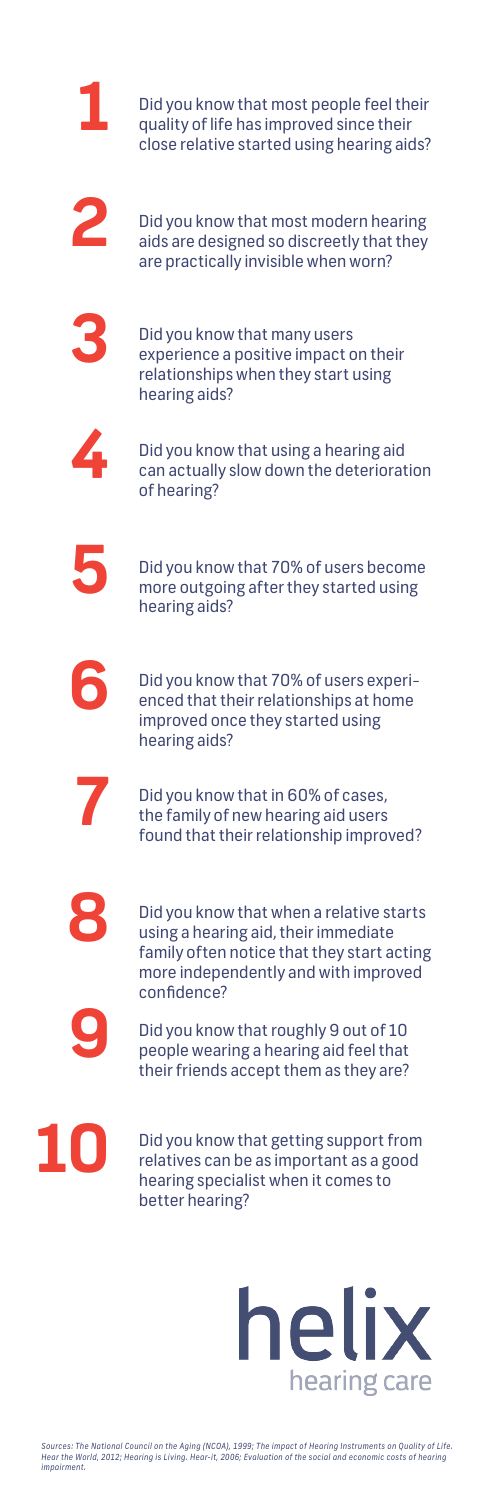1. Did you know that most people feel their quality of life has improved since their close relative started using hearing aids?

2. Did you know that most modern hearing aids are designed so discreetly that they are practically invisible when worn?

3. Did you know that many users experience a positive impact on their relationships when they start using hearing aids?

4. Did you know that using a hearing aid can actually slow down the deterioration of hearing?

5. Did you know that 70% of users become more outgoing after they started using hearing aids?

6. Did you know that 70% of users experienced that their relationships at home improved once they started using hearing aids?

7. Did you know that in 60% of cases, the family of new hearing aid users found that their relationship improved?

8. Did you know that when a relative starts using a hearing aid, their immediate family often notice that they start acting more independently and with improved confidence?

9. Did you know that roughly 9 out of 10 people wearing a hearing aid feel that their friends accept them as they are?

10. Did you know that getting support from relatives can be as important as a good hearing specialist when it comes to better hearing?

helix
hearing care

*Sources: The National Council on the Aging (NCOA), 1999; The impact of Hearing Instruments on Quality of Life. Hear the World, 2012; Hearing is Living. Hear-it, 2006; Evaluation of the social and economic costs of hearing impairment.*